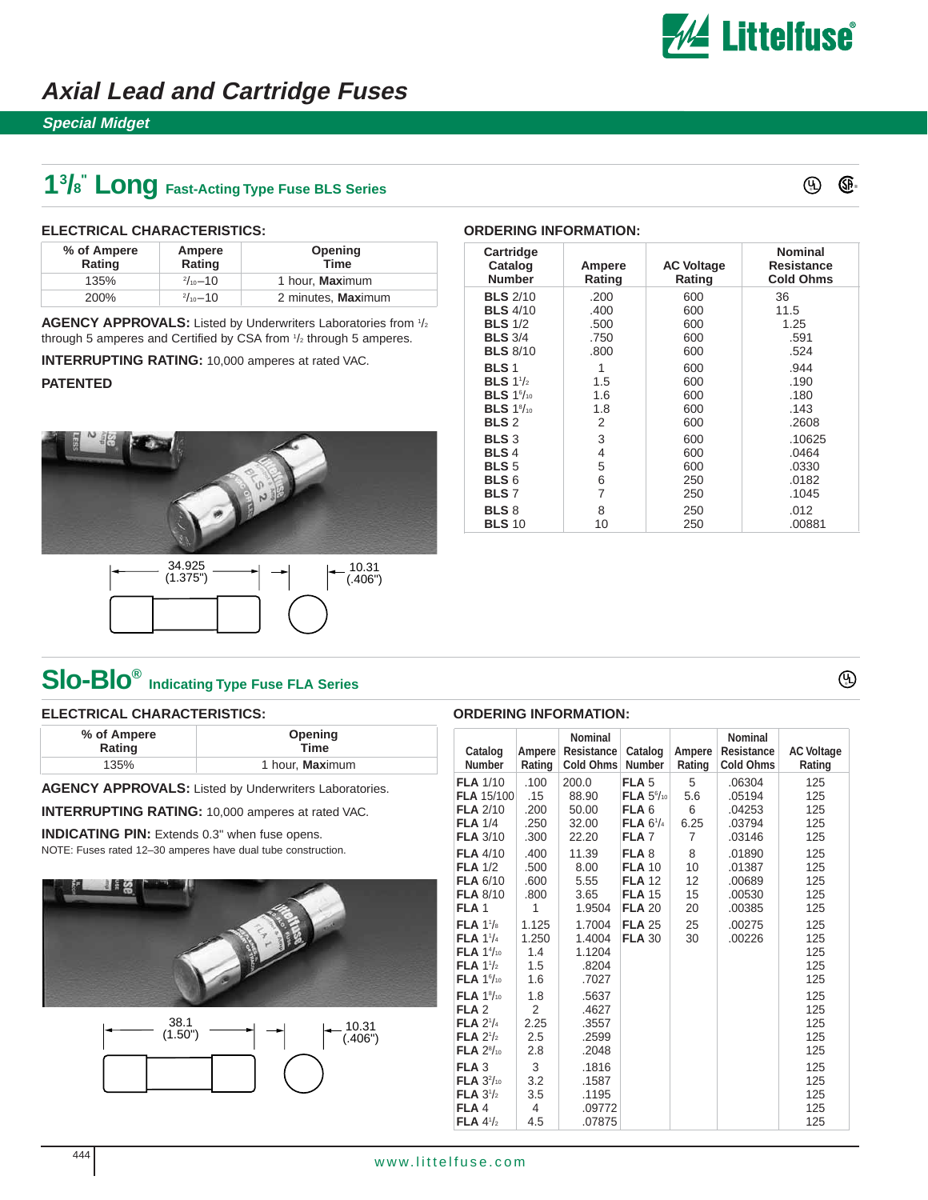# Axial Lead and Cartridge Fuses

## Special Midget

## 1 3/8" Long Fast-Acting Type Fuse BLS Series

### ELECTRICAL CHARACTERISTICS:

| % of Ampere Rating | Ampere Rating | Opening Time |
|---|---|---|
| 135% | 2/10–10 | 1 hour, **Max**imum |
| 200% | 2/10–10 | 2 minutes, **Max**imum |

**AGENCY APPROVALS:** Listed by Underwriters Laboratories from 1/2 through 5 amperes and Certified by CSA from 1/2 through 5 amperes.

**INTERRUPTING RATING:** 10,000 amperes at rated VAC.

**PATENTED**

34.925 (1.375")

10.31 (.406")

### ORDERING INFORMATION:

| Cartridge Catalog Number | Ampere Rating | AC Voltage Rating | Nominal Resistance Cold Ohms |
|---|---|---|---|
| **BLS** 2/10 | .200 | 600 | 36 |
| **BLS** 4/10 | .400 | 600 | 11.5 |
| **BLS** 1/2 | .500 | 600 | 1.25 |
| **BLS** 3/4 | .750 | 600 | .591 |
| **BLS** 8/10 | .800 | 600 | .524 |
| **BLS** 1 | 1 | 600 | .944 |
| **BLS** 1 1/2 | 1.5 | 600 | .190 |
| **BLS** 1 6/10 | 1.6 | 600 | .180 |
| **BLS** 1 8/10 | 1.8 | 600 | .143 |
| **BLS** 2 | 2 | 600 | .2608 |
| **BLS** 3 | 3 | 600 | .10625 |
| **BLS** 4 | 4 | 600 | .0464 |
| **BLS** 5 | 5 | 600 | .0330 |
| **BLS** 6 | 6 | 250 | .0182 |
| **BLS** 7 | 7 | 250 | .1045 |
| **BLS** 8 | 8 | 250 | .012 |
| **BLS** 10 | 10 | 250 | .00881 |

## Slo-Blo® Indicating Type Fuse FLA Series

### ELECTRICAL CHARACTERISTICS:

| % of Ampere Rating | Opening Time |
|---|---|
| 135% | 1 hour, **Max**imum |

**AGENCY APPROVALS:** Listed by Underwriters Laboratories.

**INTERRUPTING RATING:** 10,000 amperes at rated VAC.

**INDICATING PIN:** Extends 0.3" when fuse opens.

NOTE: Fuses rated 12–30 amperes have dual tube construction.

38.1 (1.50")

10.31 (.406")

### ORDERING INFORMATION:

| Catalog Number | Ampere Rating | Nominal Resistance Cold Ohms | Catalog Number | Ampere Rating | Nominal Resistance Cold Ohms | AC Voltage Rating |
|---|---|---|---|---|---|---|
| **FLA** 1/10 | .100 | 200.0 | **FLA** 5 | 5 | .06304 | 125 |
| **FLA** 15/100 | .15 | 88.90 | **FLA** 5 6/10 | 5.6 | .05194 | 125 |
| **FLA** 2/10 | .200 | 50.00 | **FLA** 6 | 6 | .04253 | 125 |
| **FLA** 1/4 | .250 | 32.00 | **FLA** 6 1/4 | 6.25 | .03794 | 125 |
| **FLA** 3/10 | .300 | 22.20 | **FLA** 7 | 7 | .03146 | 125 |
| **FLA** 4/10 | .400 | 11.39 | **FLA** 8 | 8 | .01890 | 125 |
| **FLA** 1/2 | .500 | 8.00 | **FLA** 10 | 10 | .01387 | 125 |
| **FLA** 6/10 | .600 | 5.55 | **FLA** 12 | 12 | .00689 | 125 |
| **FLA** 8/10 | .800 | 3.65 | **FLA** 15 | 15 | .00530 | 125 |
| **FLA** 1 | 1 | 1.9504 | **FLA** 20 | 20 | .00385 | 125 |
| **FLA** 1 1/8 | 1.125 | 1.7004 | **FLA** 25 | 25 | .00275 | 125 |
| **FLA** 1 1/4 | 1.250 | 1.4004 | **FLA** 30 | 30 | .00226 | 125 |
| **FLA** 1 4/10 | 1.4 | 1.1204 | | | | 125 |
| **FLA** 1 1/2 | 1.5 | .8204 | | | | 125 |
| **FLA** 1 6/10 | 1.6 | .7027 | | | | 125 |
| **FLA** 1 8/10 | 1.8 | .5637 | | | | 125 |
| **FLA** 2 | 2 | .4627 | | | | 125 |
| **FLA** 2 1/4 | 2.25 | .3557 | | | | 125 |
| **FLA** 2 1/2 | 2.5 | .2599 | | | | 125 |
| **FLA** 2 8/10 | 2.8 | .2048 | | | | 125 |
| **FLA** 3 | 3 | .1816 | | | | 125 |
| **FLA** 3 2/10 | 3.2 | .1587 | | | | 125 |
| **FLA** 3 1/2 | 3.5 | .1195 | | | | 125 |
| **FLA** 4 | 4 | .09772 | | | | 125 |
| **FLA** 4 1/2 | 4.5 | .07875 | | | | 125 |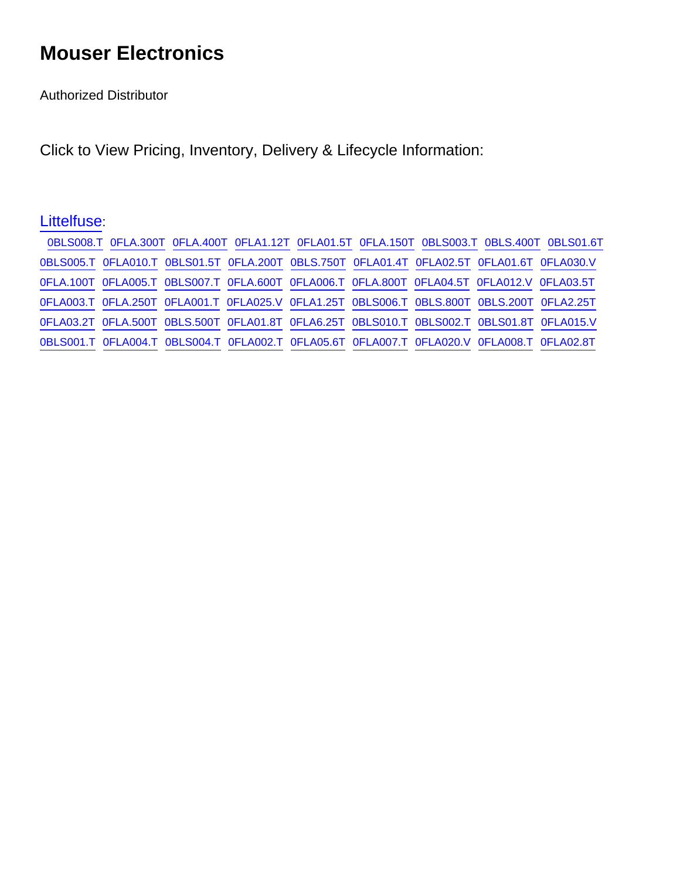# Mouser Electronics

Authorized Distributor

Click to View Pricing, Inventory, Delivery & Lifecycle Information:

Littelfuse:

0BLS008.T 0FLA.300T 0FLA.400T 0FLA1.12T 0FLA01.5T 0FLA.150T 0BLS003.T 0BLS.400T 0BLS01.6T 0BLS005.T 0FLA010.T 0BLS01.5T 0FLA.200T 0BLS.750T 0FLA01.4T 0FLA02.5T 0FLA01.6T 0FLA030.V 0FLA.100T 0FLA005.T 0BLS007.T 0FLA.600T 0FLA006.T 0FLA.800T 0FLA04.5T 0FLA012.V 0FLA03.5T 0FLA003.T 0FLA.250T 0FLA001.T 0FLA025.V 0FLA1.25T 0BLS006.T 0BLS.800T 0BLS.200T 0FLA2.25T 0FLA03.2T 0FLA.500T 0BLS.500T 0FLA01.8T 0FLA6.25T 0BLS010.T 0BLS002.T 0BLS01.8T 0FLA015.V 0BLS001.T 0FLA004.T 0BLS004.T 0FLA002.T 0FLA05.6T 0FLA007.T 0FLA020.V 0FLA008.T 0FLA02.8T